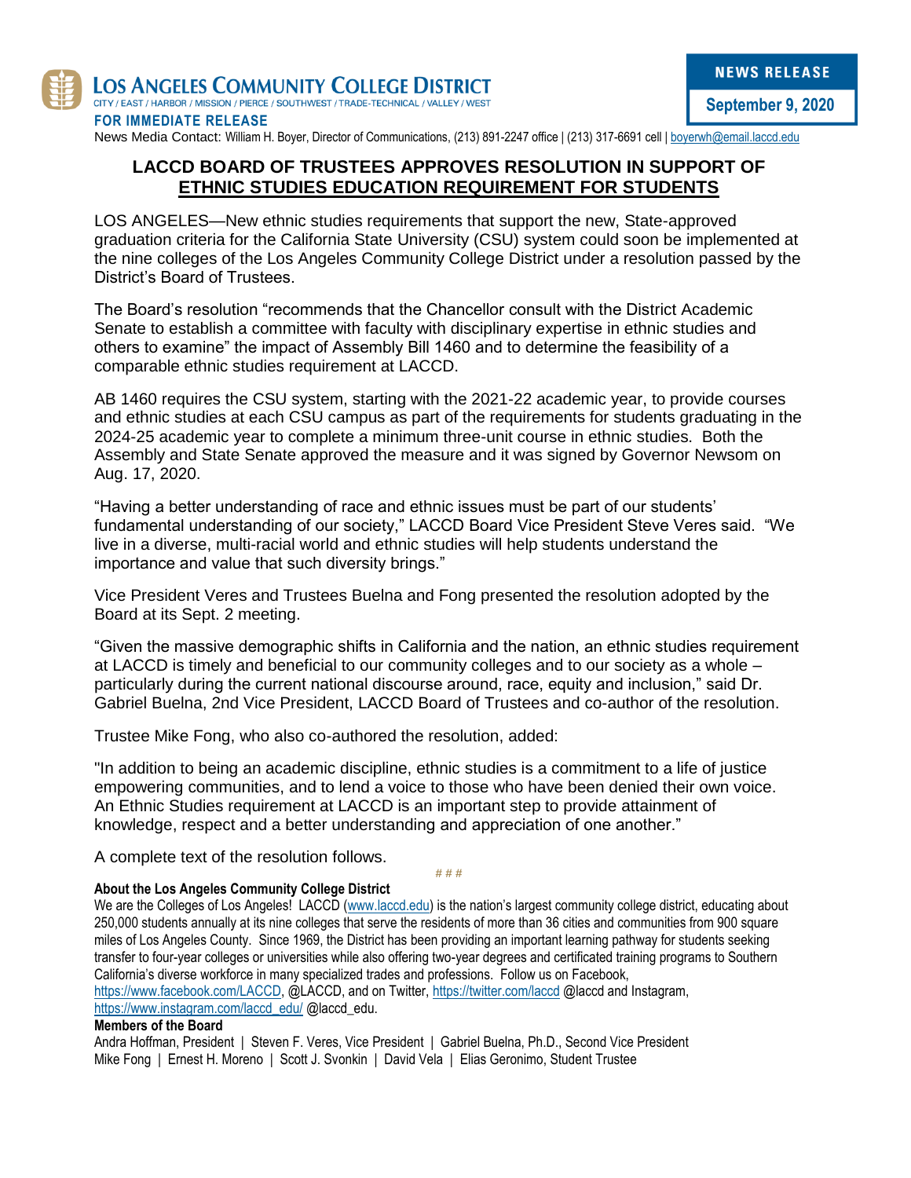**LOS ANGELES COMMUNITY COLLEGE DISTRICT**
CITY / EAST / HARBOR / MISSION / PIERCE / SOUTHWEST / TRADE-TECHNICAL / VALLEY / WEST

**NEWS RELEASE**
**September 9, 2020**

**FOR IMMEDIATE RELEASE**

News Media Contact: William H. Boyer, Director of Communications, (213) 891-2247 office | (213) 317-6691 cell | boyerwh@email.laccd.edu

# LACCD BOARD OF TRUSTEES APPROVES RESOLUTION IN SUPPORT OF ETHNIC STUDIES EDUCATION REQUIREMENT FOR STUDENTS

LOS ANGELES—New ethnic studies requirements that support the new, State-approved graduation criteria for the California State University (CSU) system could soon be implemented at the nine colleges of the Los Angeles Community College District under a resolution passed by the District's Board of Trustees.

The Board's resolution "recommends that the Chancellor consult with the District Academic Senate to establish a committee with faculty with disciplinary expertise in ethnic studies and others to examine" the impact of Assembly Bill 1460 and to determine the feasibility of a comparable ethnic studies requirement at LACCD.

AB 1460 requires the CSU system, starting with the 2021-22 academic year, to provide courses and ethnic studies at each CSU campus as part of the requirements for students graduating in the 2024-25 academic year to complete a minimum three-unit course in ethnic studies. Both the Assembly and State Senate approved the measure and it was signed by Governor Newsom on Aug. 17, 2020.

"Having a better understanding of race and ethnic issues must be part of our students' fundamental understanding of our society," LACCD Board Vice President Steve Veres said. "We live in a diverse, multi-racial world and ethnic studies will help students understand the importance and value that such diversity brings."

Vice President Veres and Trustees Buelna and Fong presented the resolution adopted by the Board at its Sept. 2 meeting.

"Given the massive demographic shifts in California and the nation, an ethnic studies requirement at LACCD is timely and beneficial to our community colleges and to our society as a whole – particularly during the current national discourse around, race, equity and inclusion," said Dr. Gabriel Buelna, 2nd Vice President, LACCD Board of Trustees and co-author of the resolution.

Trustee Mike Fong, who also co-authored the resolution, added:

"In addition to being an academic discipline, ethnic studies is a commitment to a life of justice empowering communities, and to lend a voice to those who have been denied their own voice. An Ethnic Studies requirement at LACCD is an important step to provide attainment of knowledge, respect and a better understanding and appreciation of one another."

A complete text of the resolution follows.

# # #

**About the Los Angeles Community College District**

We are the Colleges of Los Angeles! LACCD (www.laccd.edu) is the nation's largest community college district, educating about 250,000 students annually at its nine colleges that serve the residents of more than 36 cities and communities from 900 square miles of Los Angeles County. Since 1969, the District has been providing an important learning pathway for students seeking transfer to four-year colleges or universities while also offering two-year degrees and certificated training programs to Southern California's diverse workforce in many specialized trades and professions. Follow us on Facebook, https://www.facebook.com/LACCD, @LACCD, and on Twitter, https://twitter.com/laccd @laccd and Instagram, https://www.instagram.com/laccd_edu/ @laccd_edu.

**Members of the Board**

Andra Hoffman, President | Steven F. Veres, Vice President | Gabriel Buelna, Ph.D., Second Vice President
Mike Fong | Ernest H. Moreno | Scott J. Svonkin | David Vela | Elias Geronimo, Student Trustee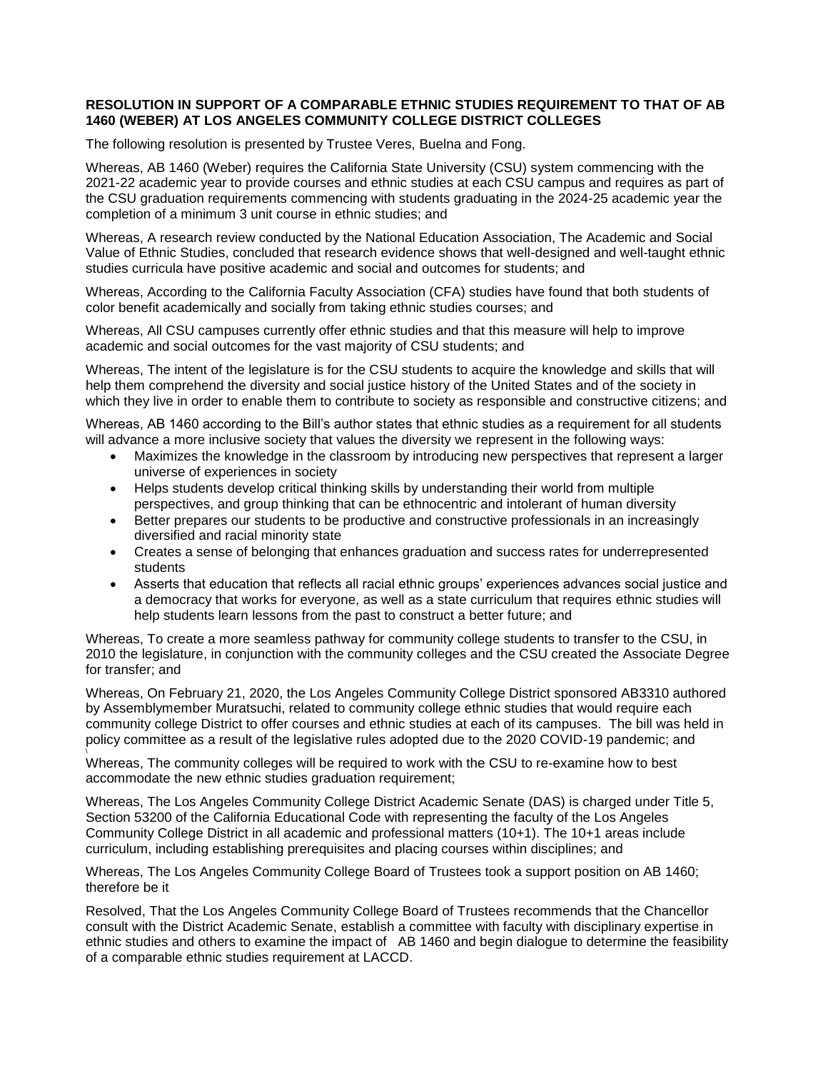**RESOLUTION IN SUPPORT OF A COMPARABLE ETHNIC STUDIES REQUIREMENT TO THAT OF AB 1460 (WEBER) AT LOS ANGELES COMMUNITY COLLEGE DISTRICT COLLEGES**

The following resolution is presented by Trustee Veres, Buelna and Fong.

Whereas, AB 1460 (Weber) requires the California State University (CSU) system commencing with the 2021-22 academic year to provide courses and ethnic studies at each CSU campus and requires as part of the CSU graduation requirements commencing with students graduating in the 2024-25 academic year the completion of a minimum 3 unit course in ethnic studies; and

Whereas, A research review conducted by the National Education Association, The Academic and Social Value of Ethnic Studies, concluded that research evidence shows that well-designed and well-taught ethnic studies curricula have positive academic and social and outcomes for students; and

Whereas, According to the California Faculty Association (CFA) studies have found that both students of color benefit academically and socially from taking ethnic studies courses; and

Whereas, All CSU campuses currently offer ethnic studies and that this measure will help to improve academic and social outcomes for the vast majority of CSU students; and

Whereas, The intent of the legislature is for the CSU students to acquire the knowledge and skills that will help them comprehend the diversity and social justice history of the United States and of the society in which they live in order to enable them to contribute to society as responsible and constructive citizens; and

Whereas, AB 1460 according to the Bill's author states that ethnic studies as a requirement for all students will advance a more inclusive society that values the diversity we represent in the following ways:

- Maximizes the knowledge in the classroom by introducing new perspectives that represent a larger universe of experiences in society
- Helps students develop critical thinking skills by understanding their world from multiple perspectives, and group thinking that can be ethnocentric and intolerant of human diversity
- Better prepares our students to be productive and constructive professionals in an increasingly diversified and racial minority state
- Creates a sense of belonging that enhances graduation and success rates for underrepresented students
- Asserts that education that reflects all racial ethnic groups' experiences advances social justice and a democracy that works for everyone, as well as a state curriculum that requires ethnic studies will help students learn lessons from the past to construct a better future; and

Whereas, To create a more seamless pathway for community college students to transfer to the CSU, in 2010 the legislature, in conjunction with the community colleges and the CSU created the Associate Degree for transfer; and

Whereas, On February 21, 2020, the Los Angeles Community College District sponsored AB3310 authored by Assemblymember Muratsuchi, related to community college ethnic studies that would require each community college District to offer courses and ethnic studies at each of its campuses. The bill was held in policy committee as a result of the legislative rules adopted due to the 2020 COVID-19 pandemic; and

Whereas, The community colleges will be required to work with the CSU to re-examine how to best accommodate the new ethnic studies graduation requirement;

Whereas, The Los Angeles Community College District Academic Senate (DAS) is charged under Title 5, Section 53200 of the California Educational Code with representing the faculty of the Los Angeles Community College District in all academic and professional matters (10+1). The 10+1 areas include curriculum, including establishing prerequisites and placing courses within disciplines; and

Whereas, The Los Angeles Community College Board of Trustees took a support position on AB 1460; therefore be it

Resolved, That the Los Angeles Community College Board of Trustees recommends that the Chancellor consult with the District Academic Senate, establish a committee with faculty with disciplinary expertise in ethnic studies and others to examine the impact of AB 1460 and begin dialogue to determine the feasibility of a comparable ethnic studies requirement at LACCD.